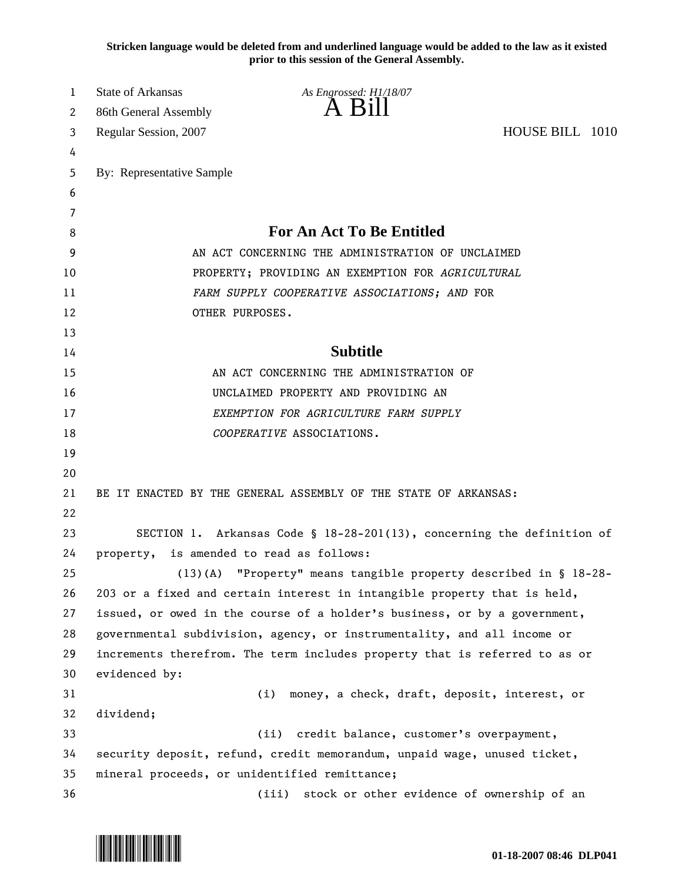**Stricken language would be deleted from and underlined language would be added to the law as it existed prior to this session of the General Assembly.**

State of Arkansas  
86th General Assembly  
Regular Session, 2007

*As Engrossed: H1/18/07*

# A Bill

HOUSE BILL 1010

By: Representative Sample

## For An Act To Be Entitled

AN ACT CONCERNING THE ADMINISTRATION OF UNCLAIMED PROPERTY; PROVIDING AN EXEMPTION FOR *AGRICULTURAL FARM SUPPLY COOPERATIVE ASSOCIATIONS; AND* FOR OTHER PURPOSES.

## Subtitle

AN ACT CONCERNING THE ADMINISTRATION OF UNCLAIMED PROPERTY AND PROVIDING AN *EXEMPTION FOR AGRICULTURE FARM SUPPLY COOPERATIVE* ASSOCIATIONS.

BE IT ENACTED BY THE GENERAL ASSEMBLY OF THE STATE OF ARKANSAS:

SECTION 1. Arkansas Code § 18-28-201(13), concerning the definition of property, is amended to read as follows:

(13)(A) "Property" means tangible property described in § 18-28-203 or a fixed and certain interest in intangible property that is held, issued, or owed in the course of a holder's business, or by a government, governmental subdivision, agency, or instrumentality, and all income or increments therefrom. The term includes property that is referred to as or evidenced by:

(i) money, a check, draft, deposit, interest, or dividend;

(ii) credit balance, customer's overpayment, security deposit, refund, credit memorandum, unpaid wage, unused ticket, mineral proceeds, or unidentified remittance;

(iii) stock or other evidence of ownership of an

01-18-2007 08:46 DLP041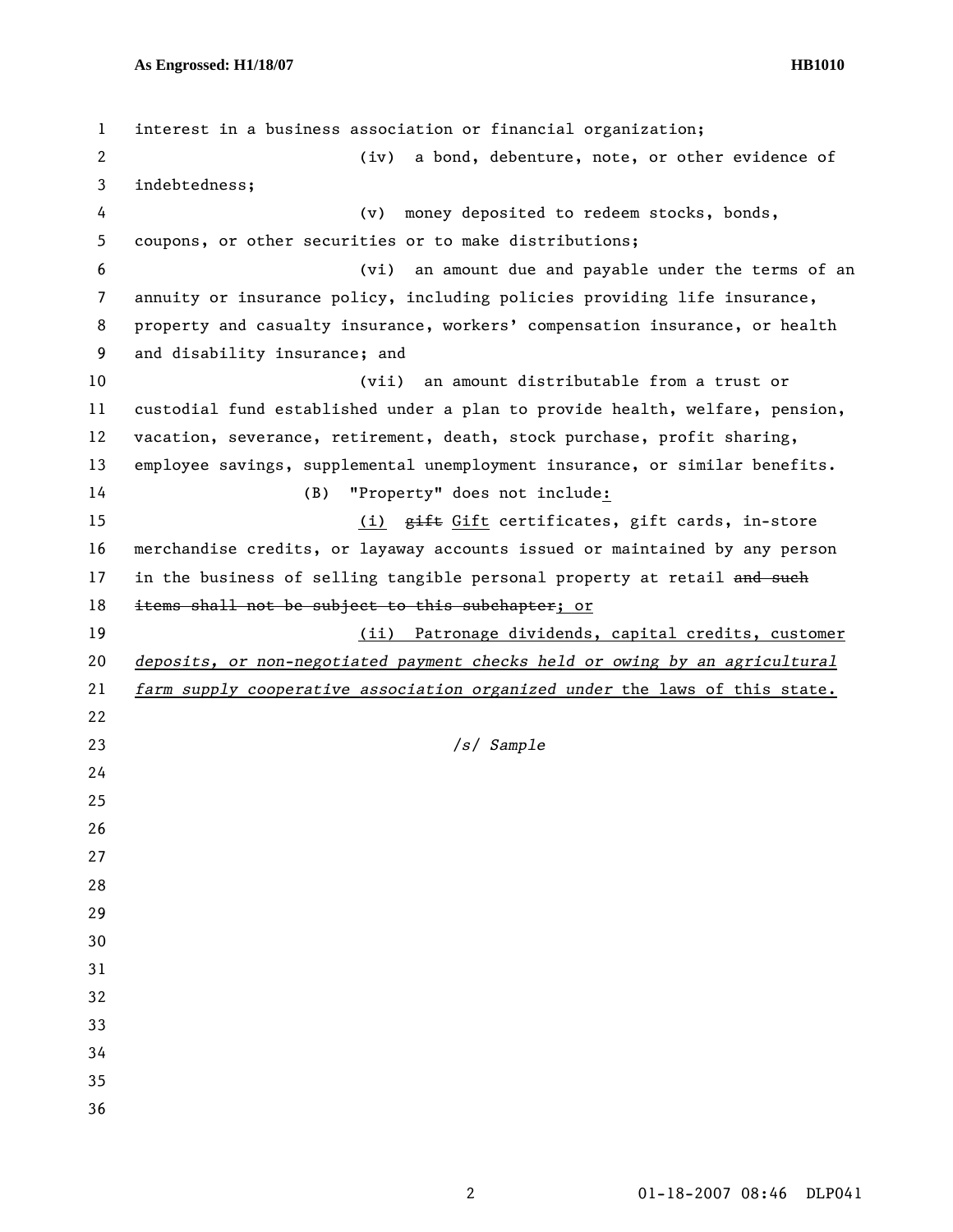interest in a business association or financial organization;

(iv) a bond, debenture, note, or other evidence of indebtedness;

(v) money deposited to redeem stocks, bonds, coupons, or other securities or to make distributions;

(vi) an amount due and payable under the terms of an annuity or insurance policy, including policies providing life insurance, property and casualty insurance, workers' compensation insurance, or health and disability insurance; and

(vii) an amount distributable from a trust or custodial fund established under a plan to provide health, welfare, pension, vacation, severance, retirement, death, stock purchase, profit sharing, employee savings, supplemental unemployment insurance, or similar benefits.

(B) "Property" does not include:

(i) ~~gift~~ Gift certificates, gift cards, in-store merchandise credits, or layaway accounts issued or maintained by any person in the business of selling tangible personal property at retail ~~and such items shall not be subject to this subchapter~~; or

(ii) Patronage dividends, capital credits, customer *deposits, or non-negotiated payment checks held or owing by an agricultural farm supply cooperative association organized under* the laws of this state.

*/s/ Sample*